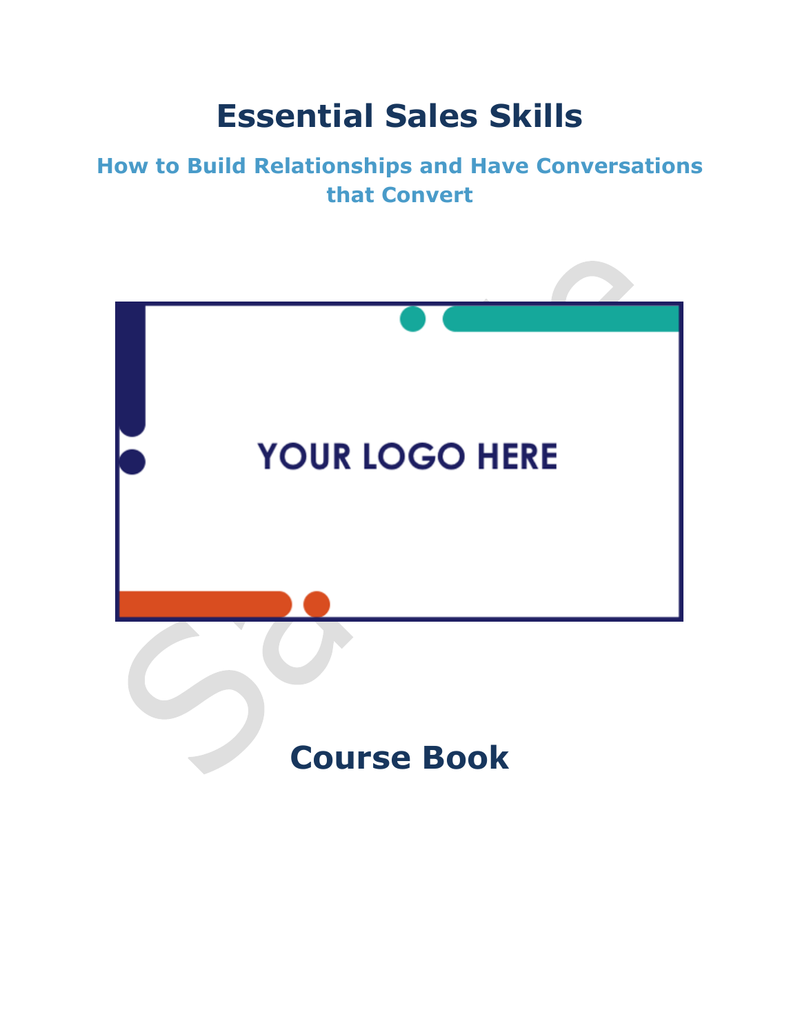# Essential Sales Skills

## How to Build Relationships and Have Conversations that Convert

YOUR LOGO HERE

## Course Book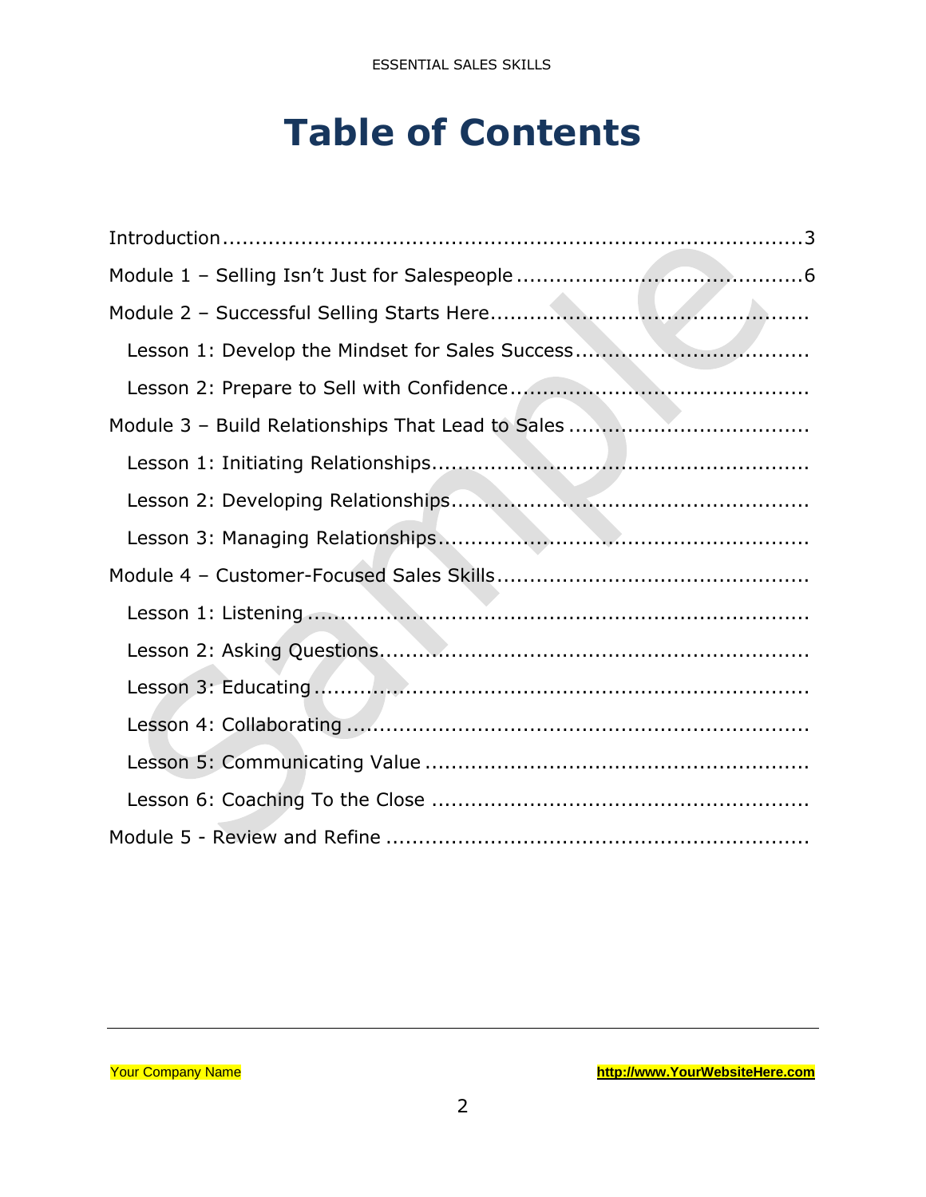# Table of Contents

Introduction ........................................................................... 3

Module 1 – Selling Isn't Just for Salespeople ........................................... 6

Module 2 – Successful Selling Starts Here ................................................

- Lesson 1: Develop the Mindset for Sales Success ..................................
- Lesson 2: Prepare to Sell with Confidence .............................................

Module 3 – Build Relationships That Lead to Sales ....................................

- Lesson 1: Initiating Relationships.........................................................
- Lesson 2: Developing Relationships......................................................
- Lesson 3: Managing Relationships........................................................

Module 4 – Customer-Focused Sales Skills ...............................................

- Lesson 1: Listening ...........................................................................
- Lesson 2: Asking Questions.................................................................
- Lesson 3: Educating ..........................................................................
- Lesson 4: Collaborating .....................................................................
- Lesson 5: Communicating Value .........................................................
- Lesson 6: Coaching To the Close .........................................................

Module 5 - Review and Refine ................................................................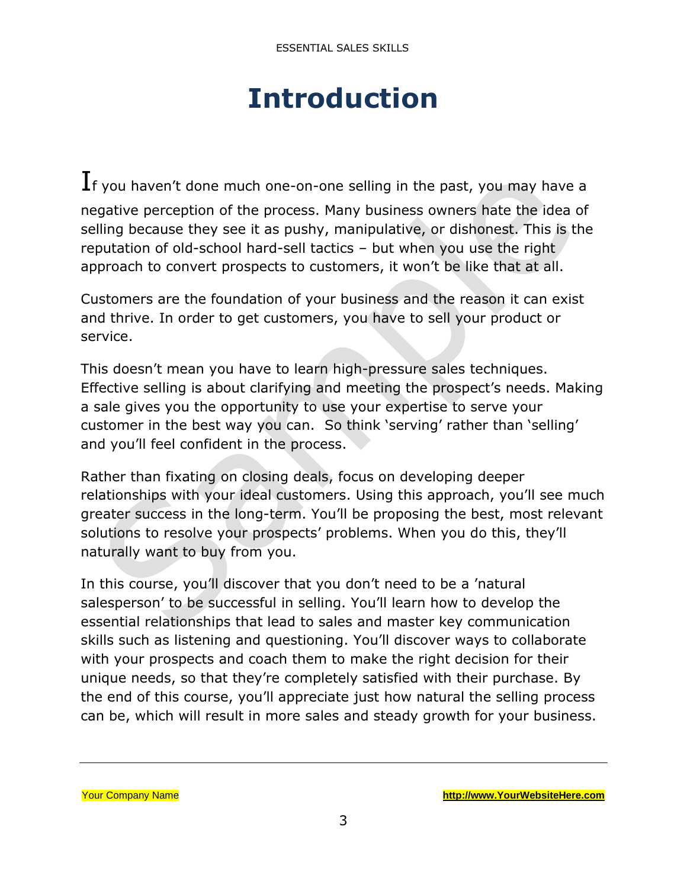# Introduction

If you haven't done much one-on-one selling in the past, you may have a negative perception of the process. Many business owners hate the idea of selling because they see it as pushy, manipulative, or dishonest. This is the reputation of old-school hard-sell tactics – but when you use the right approach to convert prospects to customers, it won't be like that at all.

Customers are the foundation of your business and the reason it can exist and thrive. In order to get customers, you have to sell your product or service.

This doesn't mean you have to learn high-pressure sales techniques. Effective selling is about clarifying and meeting the prospect's needs. Making a sale gives you the opportunity to use your expertise to serve your customer in the best way you can. So think 'serving' rather than 'selling' and you'll feel confident in the process.

Rather than fixating on closing deals, focus on developing deeper relationships with your ideal customers. Using this approach, you'll see much greater success in the long-term. You'll be proposing the best, most relevant solutions to resolve your prospects' problems. When you do this, they'll naturally want to buy from you.

In this course, you'll discover that you don't need to be a 'natural salesperson' to be successful in selling. You'll learn how to develop the essential relationships that lead to sales and master key communication skills such as listening and questioning. You'll discover ways to collaborate with your prospects and coach them to make the right decision for their unique needs, so that they're completely satisfied with their purchase. By the end of this course, you'll appreciate just how natural the selling process can be, which will result in more sales and steady growth for your business.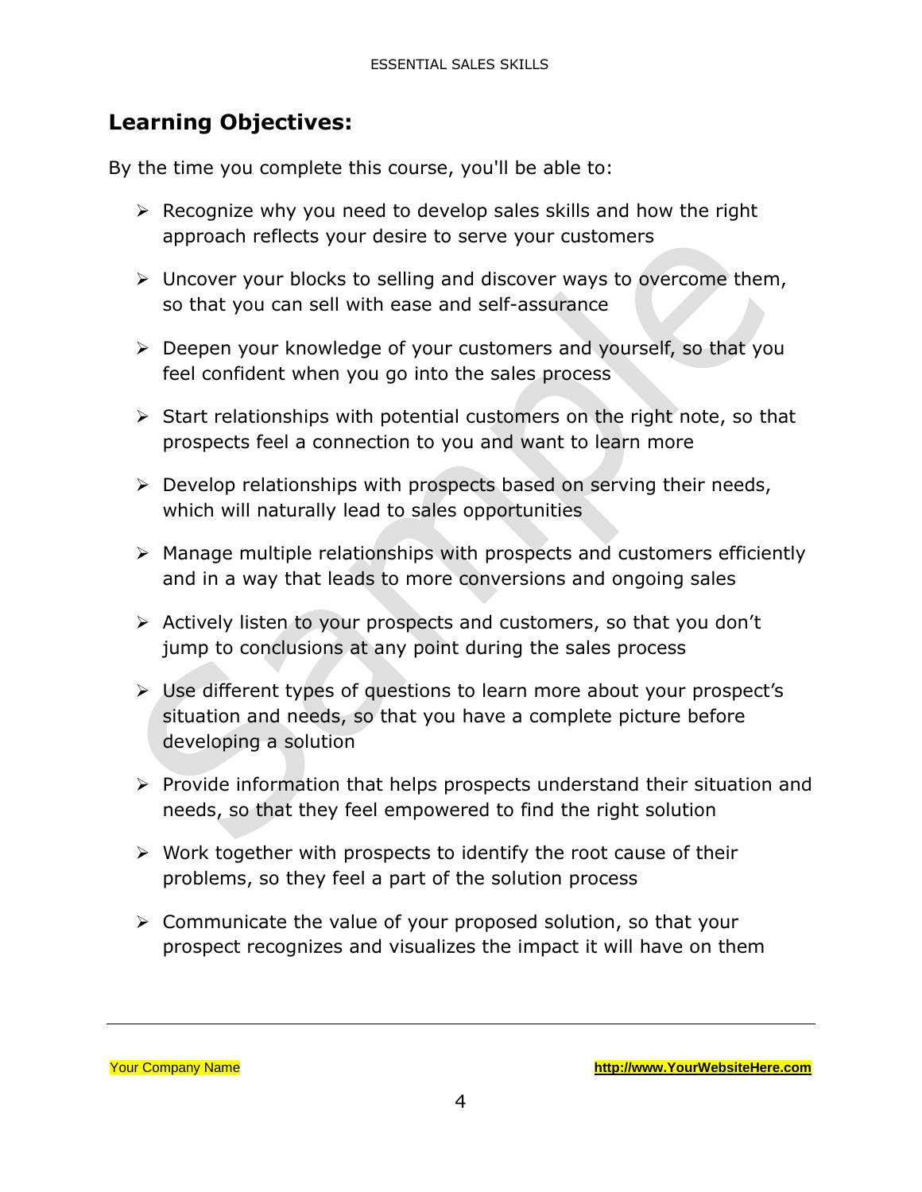## Learning Objectives:

By the time you complete this course, you'll be able to:

- Recognize why you need to develop sales skills and how the right approach reflects your desire to serve your customers
- Uncover your blocks to selling and discover ways to overcome them, so that you can sell with ease and self-assurance
- Deepen your knowledge of your customers and yourself, so that you feel confident when you go into the sales process
- Start relationships with potential customers on the right note, so that prospects feel a connection to you and want to learn more
- Develop relationships with prospects based on serving their needs, which will naturally lead to sales opportunities
- Manage multiple relationships with prospects and customers efficiently and in a way that leads to more conversions and ongoing sales
- Actively listen to your prospects and customers, so that you don't jump to conclusions at any point during the sales process
- Use different types of questions to learn more about your prospect's situation and needs, so that you have a complete picture before developing a solution
- Provide information that helps prospects understand their situation and needs, so that they feel empowered to find the right solution
- Work together with prospects to identify the root cause of their problems, so they feel a part of the solution process
- Communicate the value of your proposed solution, so that your prospect recognizes and visualizes the impact it will have on them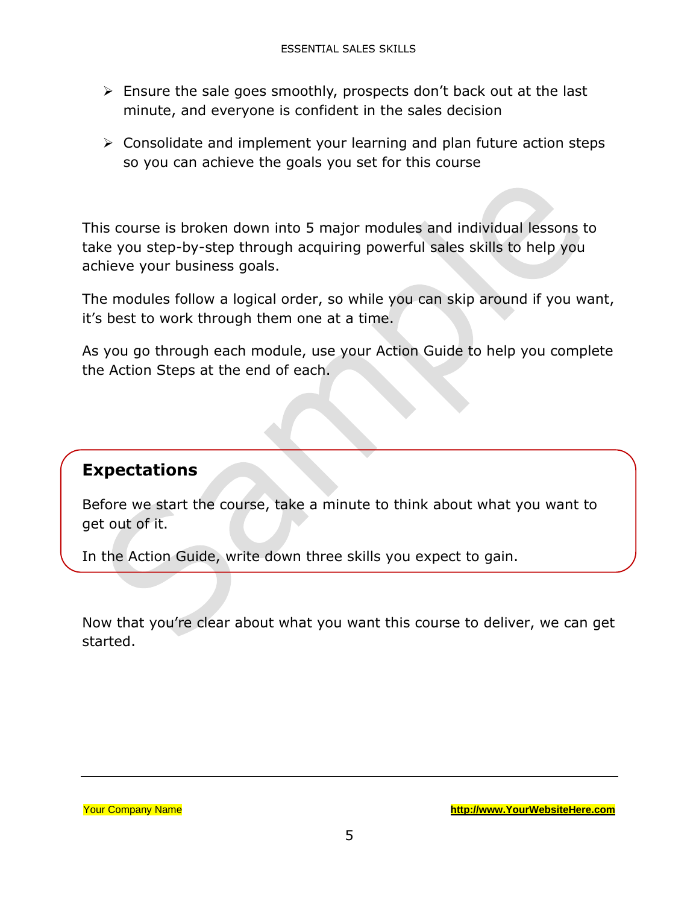- Ensure the sale goes smoothly, prospects don't back out at the last minute, and everyone is confident in the sales decision
- Consolidate and implement your learning and plan future action steps so you can achieve the goals you set for this course

This course is broken down into 5 major modules and individual lessons to take you step-by-step through acquiring powerful sales skills to help you achieve your business goals.

The modules follow a logical order, so while you can skip around if you want, it's best to work through them one at a time.

As you go through each module, use your Action Guide to help you complete the Action Steps at the end of each.

## Expectations

Before we start the course, take a minute to think about what you want to get out of it.

In the Action Guide, write down three skills you expect to gain.

Now that you're clear about what you want this course to deliver, we can get started.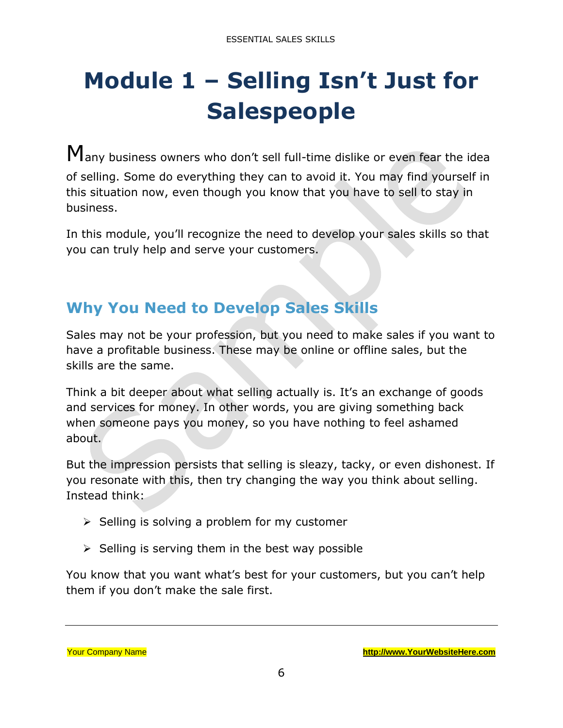# Module 1 – Selling Isn't Just for Salespeople

Many business owners who don't sell full-time dislike or even fear the idea of selling. Some do everything they can to avoid it. You may find yourself in this situation now, even though you know that you have to sell to stay in business.

In this module, you'll recognize the need to develop your sales skills so that you can truly help and serve your customers.

## Why You Need to Develop Sales Skills

Sales may not be your profession, but you need to make sales if you want to have a profitable business. These may be online or offline sales, but the skills are the same.

Think a bit deeper about what selling actually is. It's an exchange of goods and services for money. In other words, you are giving something back when someone pays you money, so you have nothing to feel ashamed about.

But the impression persists that selling is sleazy, tacky, or even dishonest. If you resonate with this, then try changing the way you think about selling. Instead think:

- Selling is solving a problem for my customer
- Selling is serving them in the best way possible

You know that you want what's best for your customers, but you can't help them if you don't make the sale first.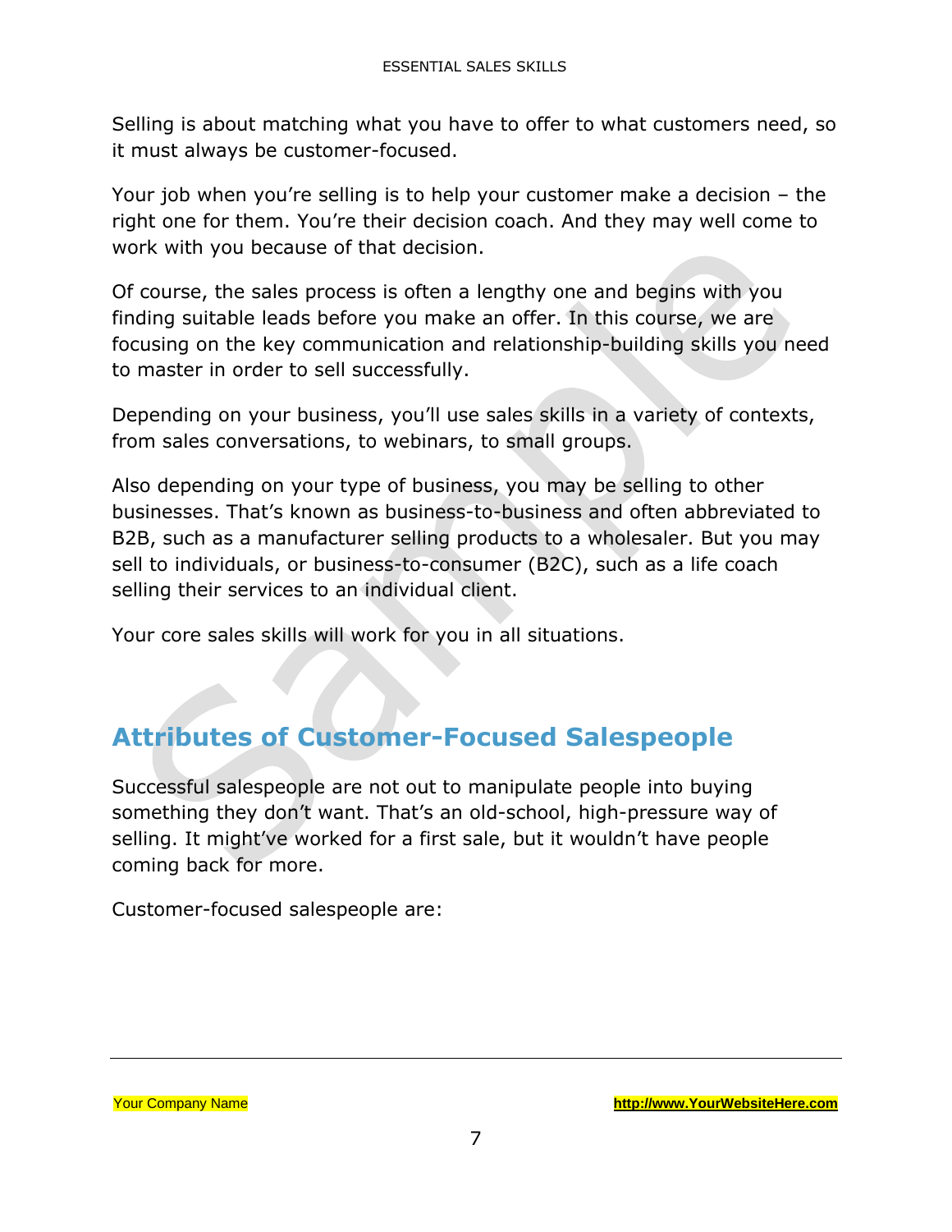Selling is about matching what you have to offer to what customers need, so it must always be customer-focused.

Your job when you're selling is to help your customer make a decision – the right one for them. You're their decision coach. And they may well come to work with you because of that decision.

Of course, the sales process is often a lengthy one and begins with you finding suitable leads before you make an offer. In this course, we are focusing on the key communication and relationship-building skills you need to master in order to sell successfully.

Depending on your business, you'll use sales skills in a variety of contexts, from sales conversations, to webinars, to small groups.

Also depending on your type of business, you may be selling to other businesses. That's known as business-to-business and often abbreviated to B2B, such as a manufacturer selling products to a wholesaler. But you may sell to individuals, or business-to-consumer (B2C), such as a life coach selling their services to an individual client.

Your core sales skills will work for you in all situations.

## Attributes of Customer-Focused Salespeople

Successful salespeople are not out to manipulate people into buying something they don't want. That's an old-school, high-pressure way of selling. It might've worked for a first sale, but it wouldn't have people coming back for more.

Customer-focused salespeople are: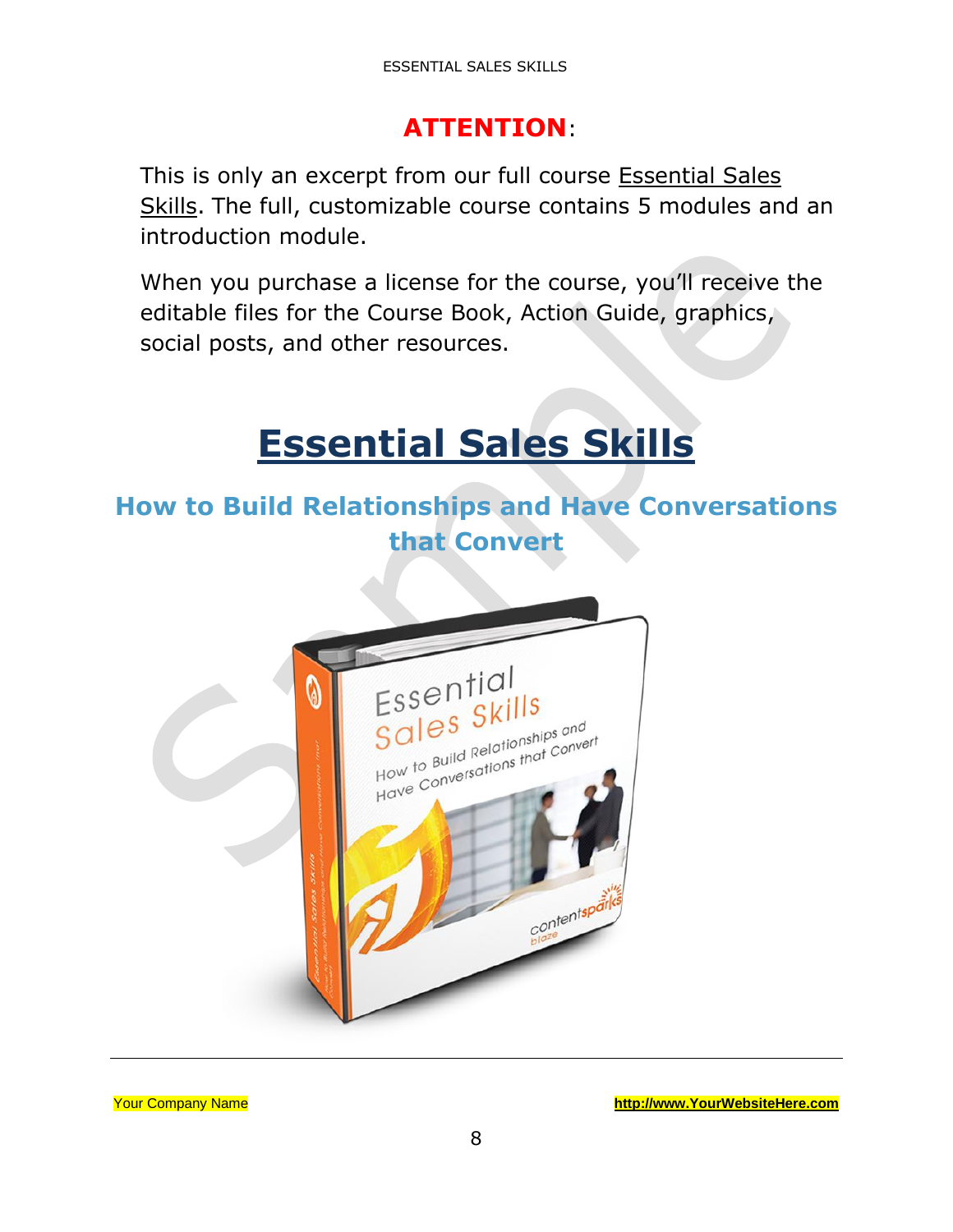**ATTENTION**:

This is only an excerpt from our full course Essential Sales Skills. The full, customizable course contains 5 modules and an introduction module.

When you purchase a license for the course, you'll receive the editable files for the Course Book, Action Guide, graphics, social posts, and other resources.

# Essential Sales Skills

## How to Build Relationships and Have Conversations that Convert